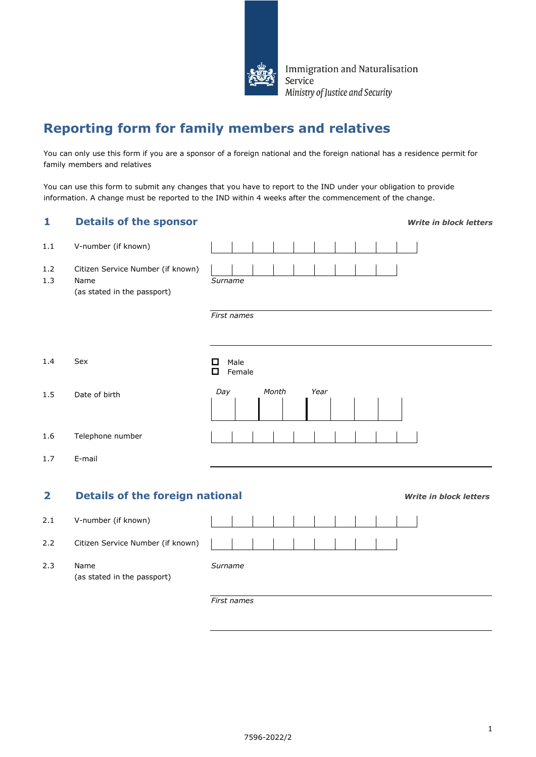Immigration and Naturalisation Service
*Ministry of Justice and Security*

# Reporting form for family members and relatives

You can only use this form if you are a sponsor of a foreign national and the foreign national has a residence permit for family members and relatives

You can use this form to submit any changes that you have to report to the IND under your obligation to provide information. A change must be reported to the IND within 4 weeks after the commencement of the change.

## 1 Details of the sponsor

***Write in block letters***

1.1 V-number (if known)

1.2 Citizen Service Number (if known)

1.3 Name (as stated in the passport)

*Surname*

*First names*

1.4 Sex

- ☐ Male
- ☐ Female

1.5 Date of birth

*Day* *Month* *Year*

1.6 Telephone number

1.7 E-mail

## 2 Details of the foreign national

***Write in block letters***

2.1 V-number (if known)

2.2 Citizen Service Number (if known)

2.3 Name (as stated in the passport)

*Surname*

*First names*

7596-2022/2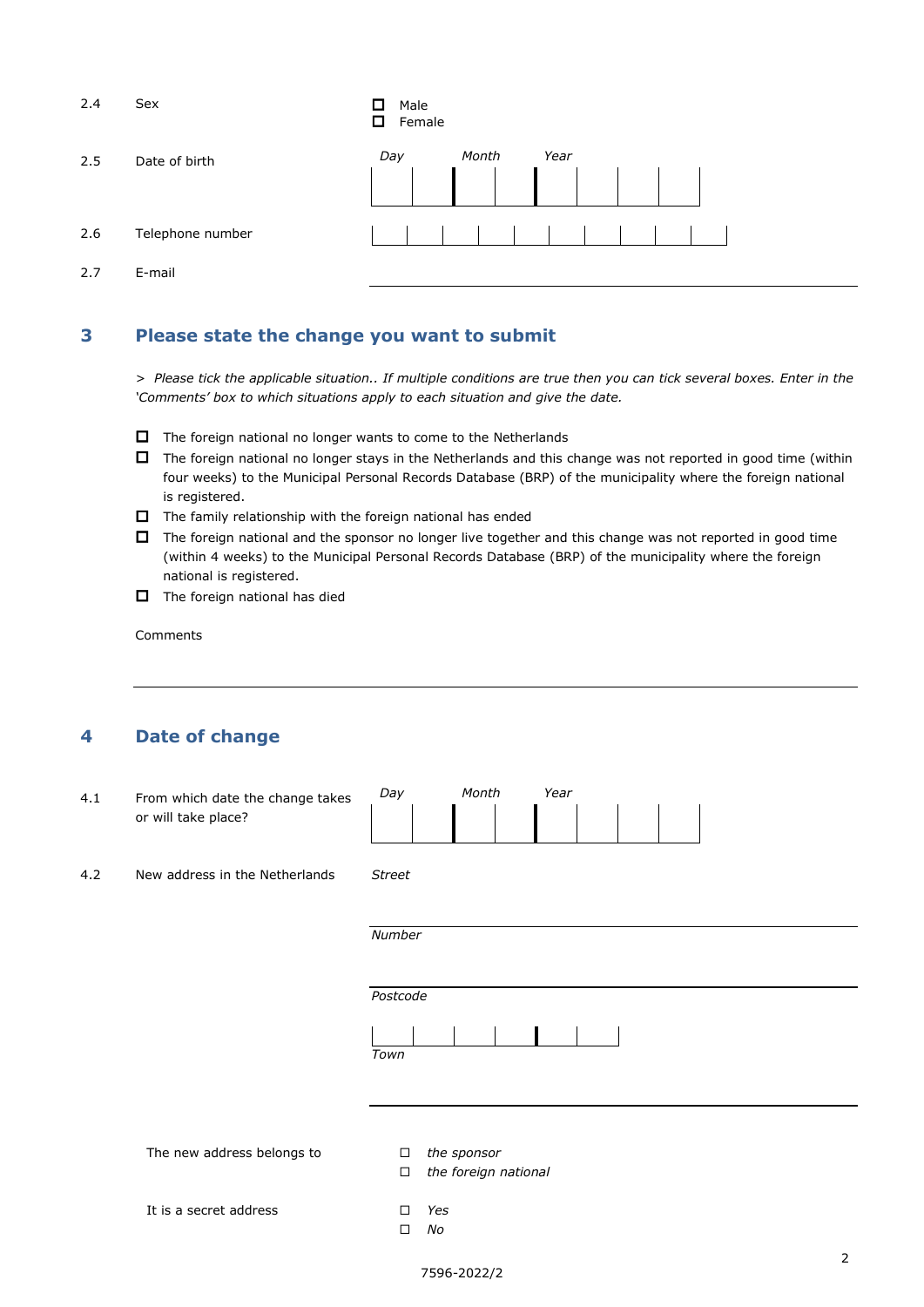2.4 Sex

- ☐ Male
- ☐ Female

2.5 Date of birth

*Day* *Month* *Year*

| | | | | | | | |
|---|---|---|---|---|---|---|---|

2.6 Telephone number

| | | | | | | | | | |
|---|---|---|---|---|---|---|---|---|---|

2.7 E-mail

___

## 3 Please state the change you want to submit

> *Please tick the applicable situation.. If multiple conditions are true then you can tick several boxes. Enter in the 'Comments' box to which situations apply to each situation and give the date.*

- ☐ The foreign national no longer wants to come to the Netherlands
- ☐ The foreign national no longer stays in the Netherlands and this change was not reported in good time (within four weeks) to the Municipal Personal Records Database (BRP) of the municipality where the foreign national is registered.
- ☐ The family relationship with the foreign national has ended
- ☐ The foreign national and the sponsor no longer live together and this change was not reported in good time (within 4 weeks) to the Municipal Personal Records Database (BRP) of the municipality where the foreign national is registered.
- ☐ The foreign national has died

Comments

___

## 4 Date of change

4.1 From which date the change takes or will take place?

*Day* *Month* *Year*

| | | | | | | | |
|---|---|---|---|---|---|---|---|

4.2 New address in the Netherlands

*Street*

___

*Number*

___

*Postcode*

| | | | | | |
|---|---|---|---|---|---|

*Town*

___

The new address belongs to

- ☐ *the sponsor*
- ☐ *the foreign national*

It is a secret address

- ☐ *Yes*
- ☐ *No*

7596-2022/2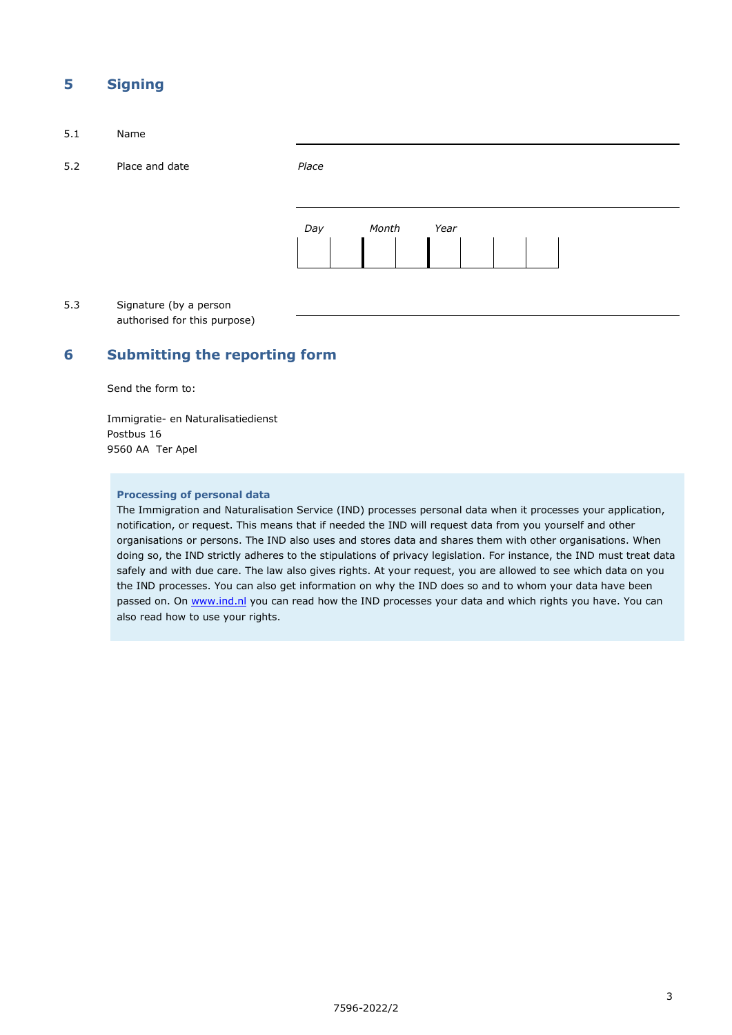## 5 Signing

5.1 Name

5.2 Place and date

*Place*

*Day* *Month* *Year*

| | | | | | | | |
|---|---|---|---|---|---|---|---|
| | | | | | | | |

5.3 Signature (by a person authorised for this purpose)

## 6 Submitting the reporting form

Send the form to:

Immigratie- en Naturalisatiedienst
Postbus 16
9560 AA Ter Apel

**Processing of personal data**

The Immigration and Naturalisation Service (IND) processes personal data when it processes your application, notification, or request. This means that if needed the IND will request data from you yourself and other organisations or persons. The IND also uses and stores data and shares them with other organisations. When doing so, the IND strictly adheres to the stipulations of privacy legislation. For instance, the IND must treat data safely and with due care. The law also gives rights. At your request, you are allowed to see which data on you the IND processes. You can also get information on why the IND does so and to whom your data have been passed on. On www.ind.nl you can read how the IND processes your data and which rights you have. You can also read how to use your rights.

7596-2022/2